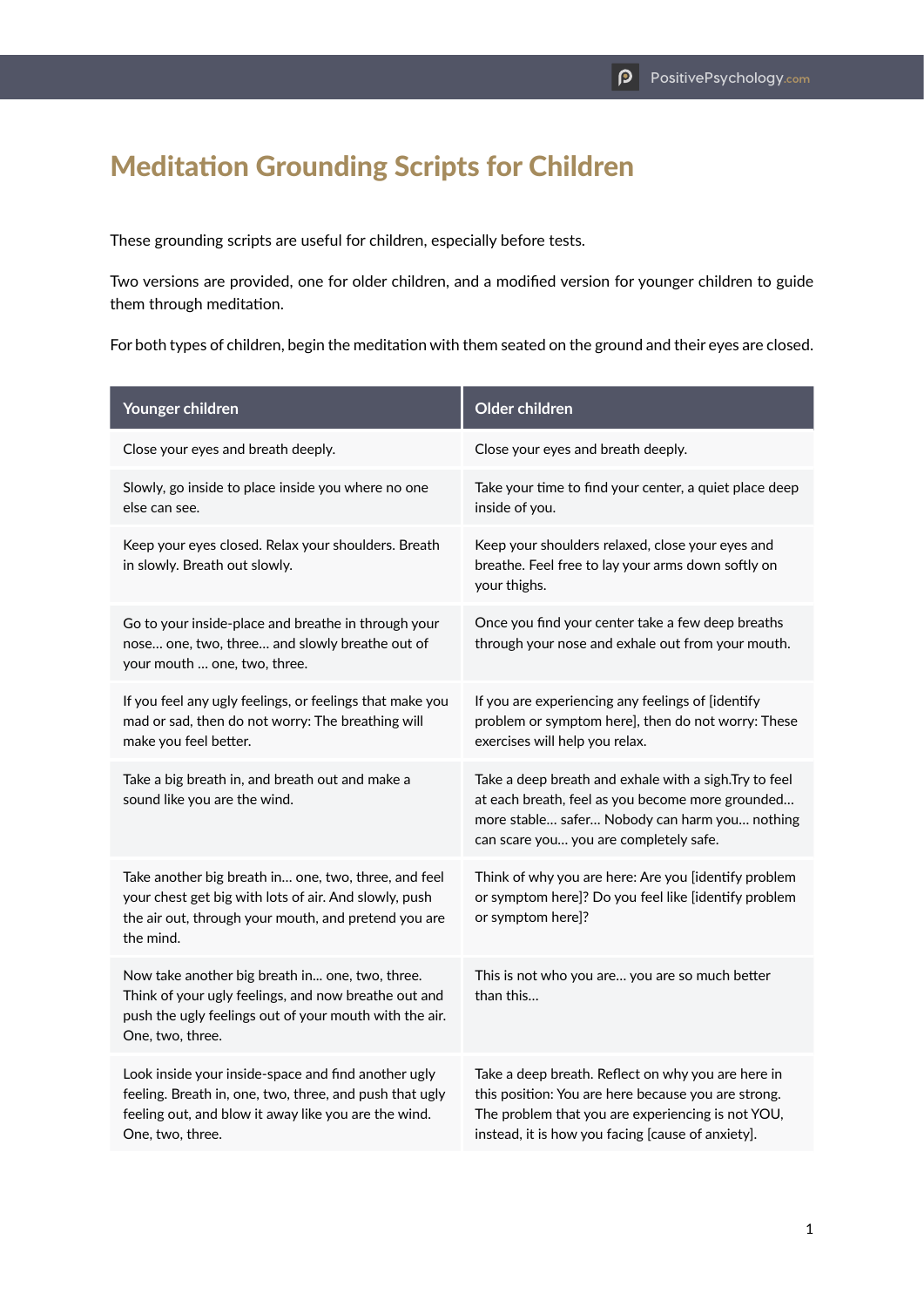# Meditation Grounding Scripts for Children

These grounding scripts are useful for children, especially before tests.

Two versions are provided, one for older children, and a modified version for younger children to guide them through meditation.

For both types of children, begin the meditation with them seated on the ground and their eyes are closed.

| Younger children | Older children |
|---|---|
| Close your eyes and breath deeply. | Close your eyes and breath deeply. |
| Slowly, go inside to place inside you where no one else can see. | Take your time to find your center, a quiet place deep inside of you. |
| Keep your eyes closed. Relax your shoulders. Breath in slowly. Breath out slowly. | Keep your shoulders relaxed, close your eyes and breathe. Feel free to lay your arms down softly on your thighs. |
| Go to your inside-place and breathe in through your nose… one, two, three… and slowly breathe out of your mouth … one, two, three. | Once you find your center take a few deep breaths through your nose and exhale out from your mouth. |
| If you feel any ugly feelings, or feelings that make you mad or sad, then do not worry: The breathing will make you feel better. | If you are experiencing any feelings of [identify problem or symptom here], then do not worry: These exercises will help you relax. |
| Take a big breath in, and breath out and make a sound like you are the wind. | Take a deep breath and exhale with a sigh.Try to feel at each breath, feel as you become more grounded… more stable… safer… Nobody can harm you… nothing can scare you… you are completely safe. |
| Take another big breath in… one, two, three, and feel your chest get big with lots of air. And slowly, push the air out, through your mouth, and pretend you are the mind. | Think of why you are here: Are you [identify problem or symptom here]? Do you feel like [identify problem or symptom here]? |
| Now take another big breath in… one, two, three. Think of your ugly feelings, and now breathe out and push the ugly feelings out of your mouth with the air. One, two, three. | This is not who you are… you are so much better than this… |
| Look inside your inside-space and find another ugly feeling. Breath in, one, two, three, and push that ugly feeling out, and blow it away like you are the wind. One, two, three. | Take a deep breath. Reflect on why you are here in this position: You are here because you are strong. The problem that you are experiencing is not YOU, instead, it is how you facing [cause of anxiety]. |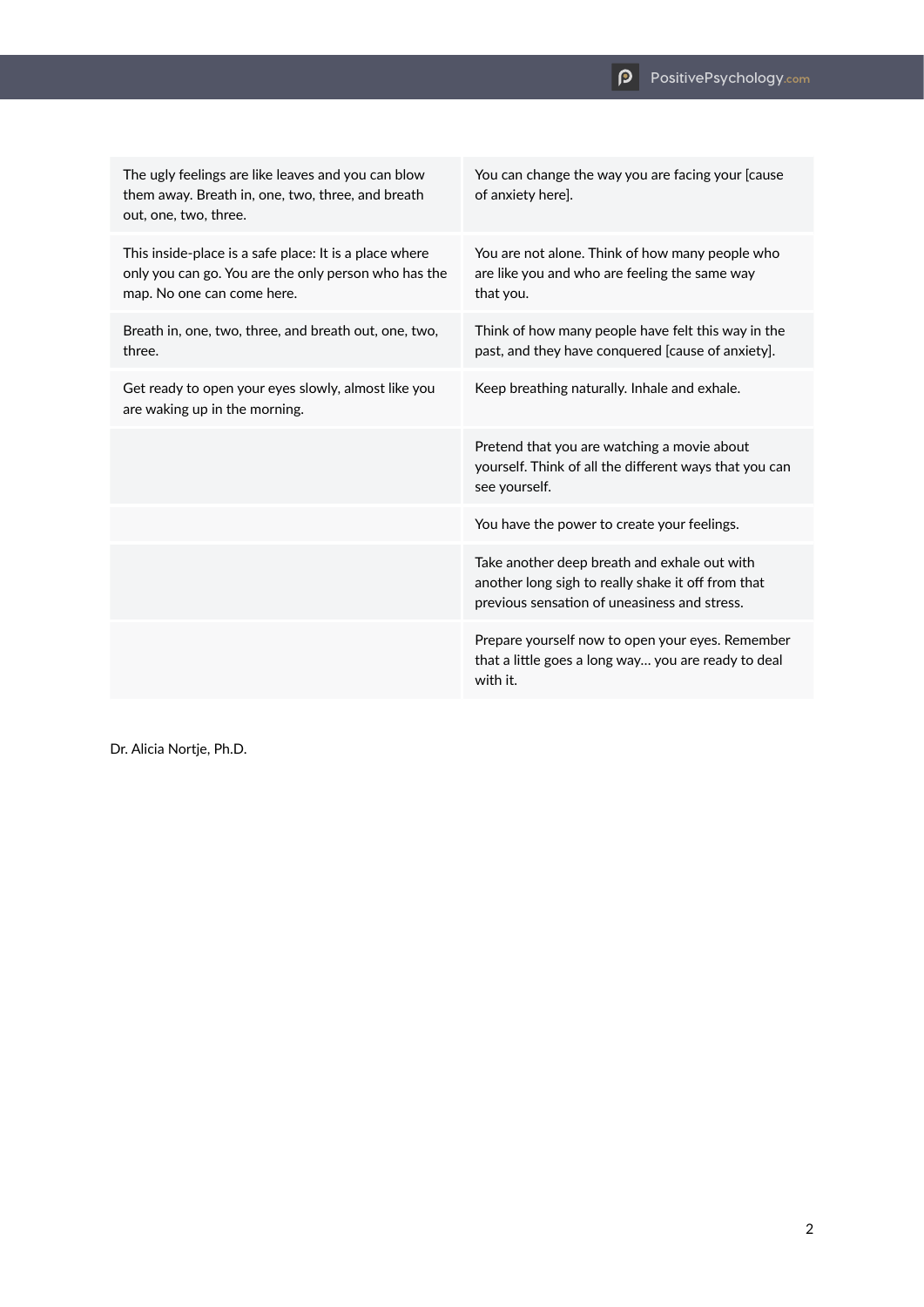| | |
|---|---|
| The ugly feelings are like leaves and you can blow them away. Breath in, one, two, three, and breath out, one, two, three. | You can change the way you are facing your [cause of anxiety here]. |
| This inside-place is a safe place: It is a place where only you can go. You are the only person who has the map. No one can come here. | You are not alone. Think of how many people who are like you and who are feeling the same way that you. |
| Breath in, one, two, three, and breath out, one, two, three. | Think of how many people have felt this way in the past, and they have conquered [cause of anxiety]. |
| Get ready to open your eyes slowly, almost like you are waking up in the morning. | Keep breathing naturally. Inhale and exhale. |
| | Pretend that you are watching a movie about yourself. Think of all the different ways that you can see yourself. |
| | You have the power to create your feelings. |
| | Take another deep breath and exhale out with another long sigh to really shake it off from that previous sensation of uneasiness and stress. |
| | Prepare yourself now to open your eyes. Remember that a little goes a long way… you are ready to deal with it. |

Dr. Alicia Nortje, Ph.D.